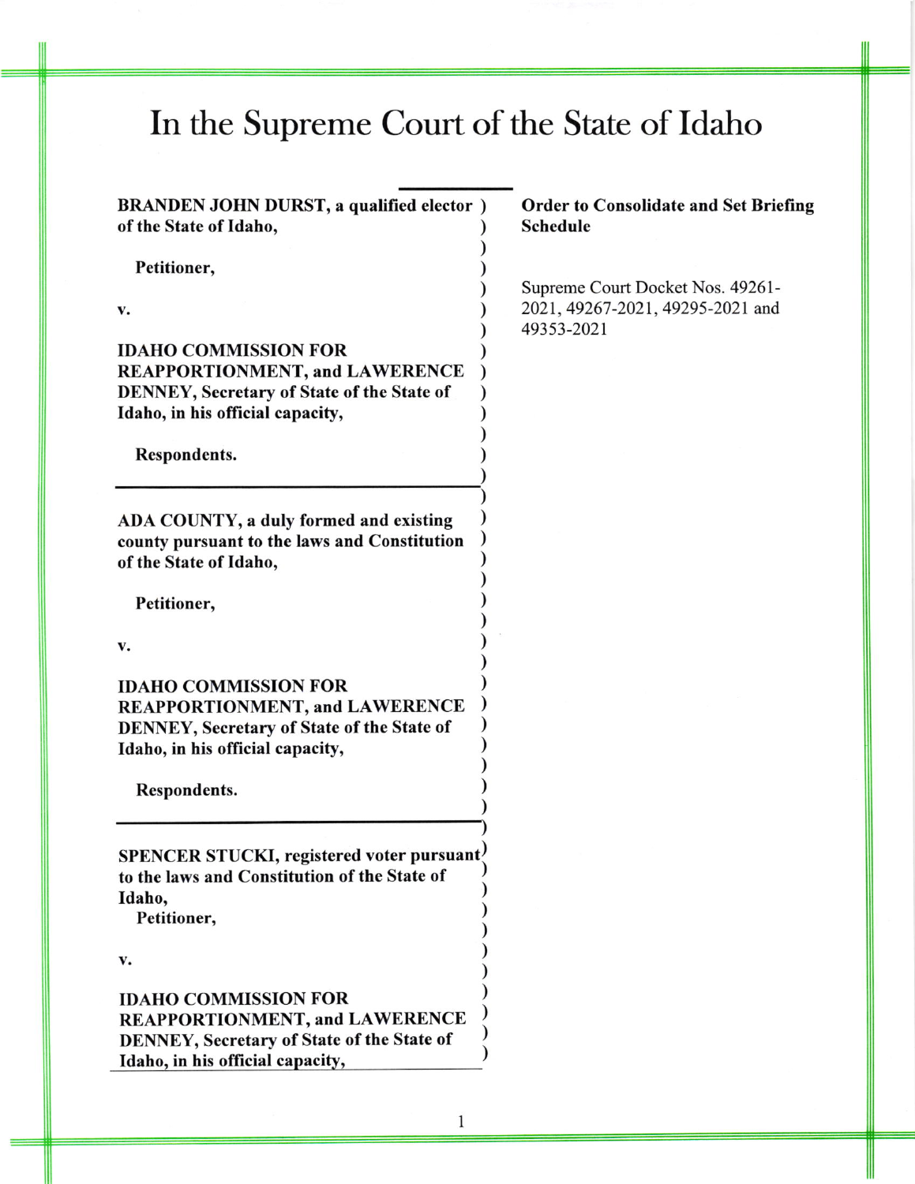# In the Supreme Court of the State of Idaho

**BRANDEN JOHN DURST, a qualified elector of the State of Idaho,**

**Petitioner,**

**v.**

**IDAHO COMMISSION FOR REAPPORTIONMENT, and LAWERENCE DENNEY, Secretary of State of the State of Idaho, in his official capacity,**

**Respondents.**

---

**ADA COUNTY, a duly formed and existing county pursuant to the laws and Constitution of the State of Idaho,**

**Petitioner,**

**v.**

**IDAHO COMMISSION FOR REAPPORTIONMENT, and LAWERENCE DENNEY, Secretary of State of the State of Idaho, in his official capacity,**

**Respondents.**

---

**SPENCER STUCKI, registered voter pursuant to the laws and Constitution of the State of Idaho,**

**Petitioner,**

**v.**

**IDAHO COMMISSION FOR REAPPORTIONMENT, and LAWERENCE DENNEY, Secretary of State of the State of Idaho, in his official capacity,**

**Order to Consolidate and Set Briefing Schedule**

Supreme Court Docket Nos. 49261-2021, 49267-2021, 49295-2021 and 49353-2021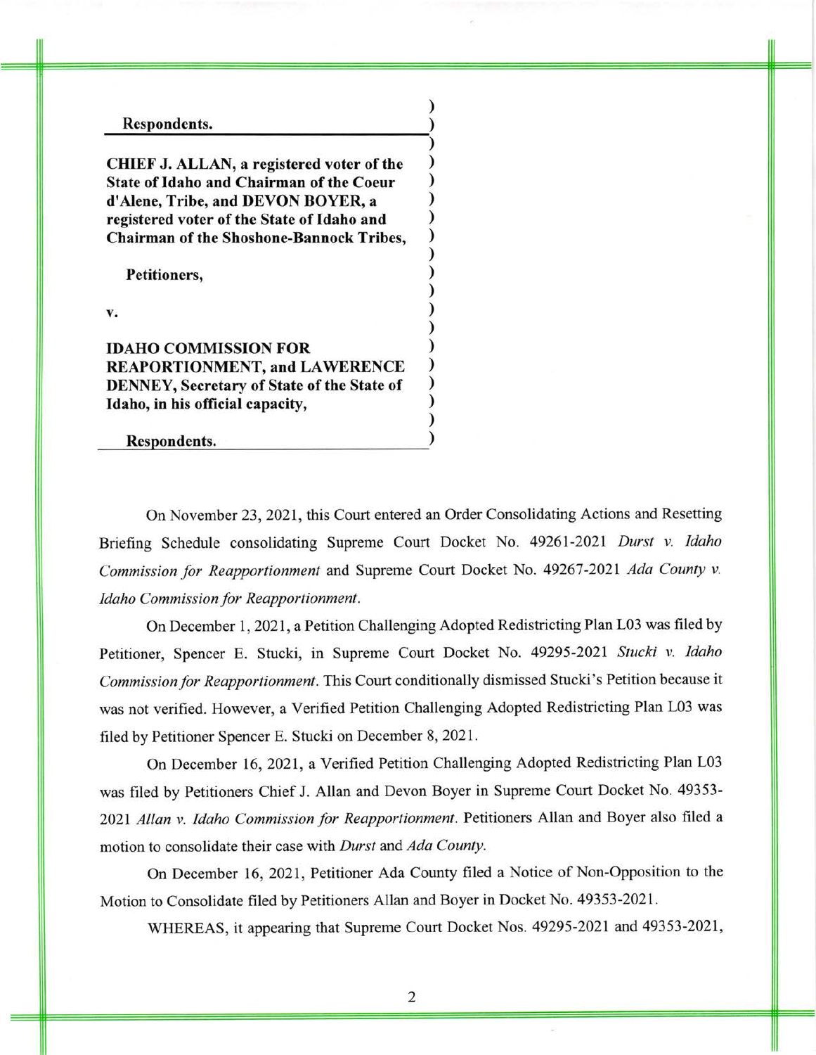**Respondents.**

**CHIEF J. ALLAN, a registered voter of the State of Idaho and Chairman of the Coeur d'Alene, Tribe, and DEVON BOYER, a registered voter of the State of Idaho and Chairman of the Shoshone-Bannock Tribes,**

**Petitioners,**

**v.**

**IDAHO COMMISSION FOR REAPORTIONMENT, and LAWERENCE DENNEY, Secretary of State of the State of Idaho, in his official capacity,**

**Respondents.**

On November 23, 2021, this Court entered an Order Consolidating Actions and Resetting Briefing Schedule consolidating Supreme Court Docket No. 49261-2021 *Durst v. Idaho Commission for Reapportionment* and Supreme Court Docket No. 49267-2021 *Ada County v. Idaho Commission for Reapportionment.*

On December 1, 2021, a Petition Challenging Adopted Redistricting Plan L03 was filed by Petitioner, Spencer E. Stucki, in Supreme Court Docket No. 49295-2021 *Stucki v. Idaho Commission for Reapportionment*. This Court conditionally dismissed Stucki's Petition because it was not verified. However, a Verified Petition Challenging Adopted Redistricting Plan L03 was filed by Petitioner Spencer E. Stucki on December 8, 2021.

On December 16, 2021, a Verified Petition Challenging Adopted Redistricting Plan L03 was filed by Petitioners Chief J. Allan and Devon Boyer in Supreme Court Docket No. 49353-2021 *Allan v. Idaho Commission for Reapportionment*. Petitioners Allan and Boyer also filed a motion to consolidate their case with *Durst* and *Ada County.*

On December 16, 2021, Petitioner Ada County filed a Notice of Non-Opposition to the Motion to Consolidate filed by Petitioners Allan and Boyer in Docket No. 49353-2021.

WHEREAS, it appearing that Supreme Court Docket Nos. 49295-2021 and 49353-2021,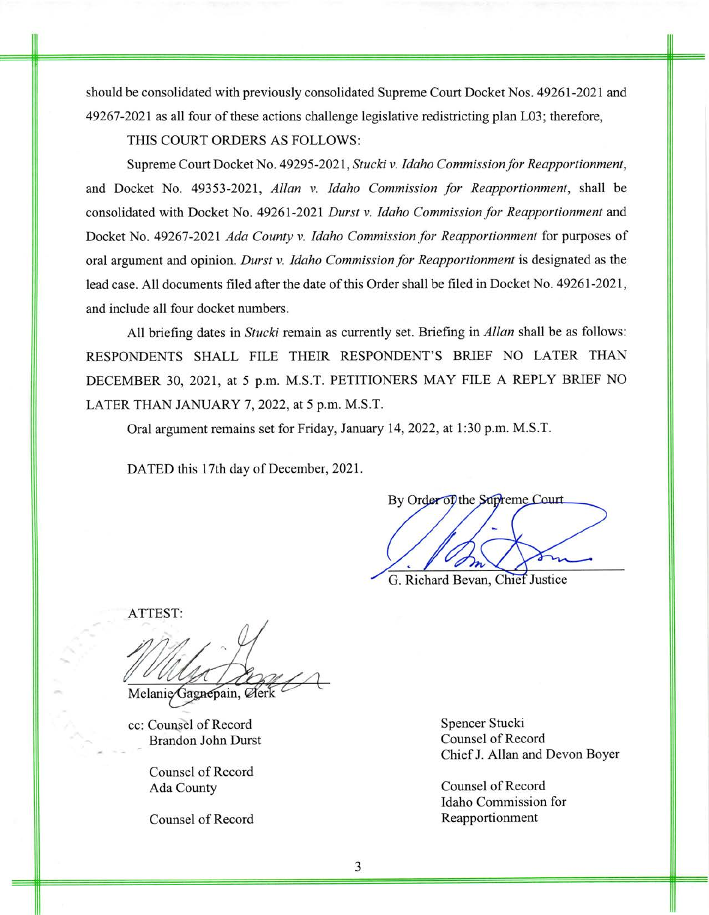should be consolidated with previously consolidated Supreme Court Docket Nos. 49261-2021 and 49267-2021 as all four of these actions challenge legislative redistricting plan L03; therefore,

THIS COURT ORDERS AS FOLLOWS:

Supreme Court Docket No. 49295-2021, *Stucki v. Idaho Commission for Reapportionment*, and Docket No. 49353-2021, *Allan v. Idaho Commission for Reapportionment*, shall be consolidated with Docket No. 49261-2021 *Durst v. Idaho Commission for Reapportionment* and Docket No. 49267-2021 *Ada County v. Idaho Commission for Reapportionment* for purposes of oral argument and opinion. *Durst v. Idaho Commission for Reapportionment* is designated as the lead case. All documents filed after the date of this Order shall be filed in Docket No. 49261-2021, and include all four docket numbers.

All briefing dates in *Stucki* remain as currently set. Briefing in *Allan* shall be as follows: RESPONDENTS SHALL FILE THEIR RESPONDENT'S BRIEF NO LATER THAN DECEMBER 30, 2021, at 5 p.m. M.S.T. PETITIONERS MAY FILE A REPLY BRIEF NO LATER THAN JANUARY 7, 2022, at 5 p.m. M.S.T.

Oral argument remains set for Friday, January 14, 2022, at 1:30 p.m. M.S.T.

DATED this 17th day of December, 2021.

By Order of the Supreme Court

G. Richard Bevan, Chief Justice

ATTEST:

Melanie Gagnepain, Clerk

cc: Counsel of Record
Brandon John Durst

Counsel of Record
Ada County

Counsel of Record
Spencer Stucki

Counsel of Record
Chief J. Allan and Devon Boyer

Counsel of Record
Idaho Commission for Reapportionment